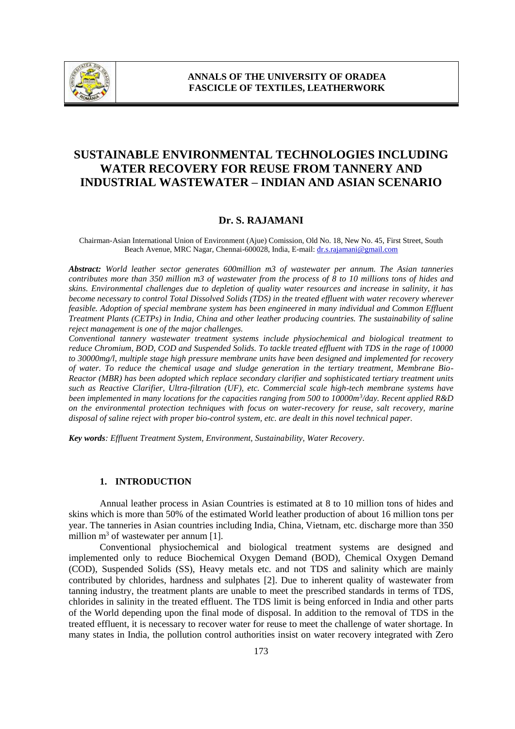# SUSTAINABLE ENVIRONMENTAL TECHNOLOGIES INCLUDING WATER RECOVERY FOR REUSE FROM TANNERY AND INDUSTRIAL WASTEWATER – INDIAN AND ASIAN SCENARIO

**Dr. S. RAJAMANI**

Chairman-Asian International Union of Environment (Ajue) Comission, Old No. 18, New No. 45, First Street, South Beach Avenue, MRC Nagar, Chennai-600028, India, E-mail: dr.s.rajamani@gmail.com

***Abstract:*** *World leather sector generates 600million m3 of wastewater per annum. The Asian tanneries contributes more than 350 million m3 of wastewater from the process of 8 to 10 millions tons of hides and skins. Environmental challenges due to depletion of quality water resources and increase in salinity, it has become necessary to control Total Dissolved Solids (TDS) in the treated effluent with water recovery wherever feasible. Adoption of special membrane system has been engineered in many individual and Common Effluent Treatment Plants (CETPs) in India, China and other leather producing countries. The sustainability of saline reject management is one of the major challenges.*

*Conventional tannery wastewater treatment systems include physiochemical and biological treatment to reduce Chromium, BOD, COD and Suspended Solids. To tackle treated effluent with TDS in the rage of 10000 to 30000mg/l, multiple stage high pressure membrane units have been designed and implemented for recovery of water. To reduce the chemical usage and sludge generation in the tertiary treatment, Membrane Bio-Reactor (MBR) has been adopted which replace secondary clarifier and sophisticated tertiary treatment units such as Reactive Clarifier, Ultra-filtration (UF), etc. Commercial scale high-tech membrane systems have been implemented in many locations for the capacities ranging from 500 to 10000m$^3$/day. Recent applied R&D on the environmental protection techniques with focus on water-recovery for reuse, salt recovery, marine disposal of saline reject with proper bio-control system, etc. are dealt in this novel technical paper.*

***Key words****: Effluent Treatment System, Environment, Sustainability, Water Recovery*.

## 1. INTRODUCTION

Annual leather process in Asian Countries is estimated at 8 to 10 million tons of hides and skins which is more than 50% of the estimated World leather production of about 16 million tons per year. The tanneries in Asian countries including India, China, Vietnam, etc. discharge more than 350 million m$^3$ of wastewater per annum [1].

Conventional physiochemical and biological treatment systems are designed and implemented only to reduce Biochemical Oxygen Demand (BOD), Chemical Oxygen Demand (COD), Suspended Solids (SS), Heavy metals etc. and not TDS and salinity which are mainly contributed by chlorides, hardness and sulphates [2]. Due to inherent quality of wastewater from tanning industry, the treatment plants are unable to meet the prescribed standards in terms of TDS, chlorides in salinity in the treated effluent. The TDS limit is being enforced in India and other parts of the World depending upon the final mode of disposal. In addition to the removal of TDS in the treated effluent, it is necessary to recover water for reuse to meet the challenge of water shortage. In many states in India, the pollution control authorities insist on water recovery integrated with Zero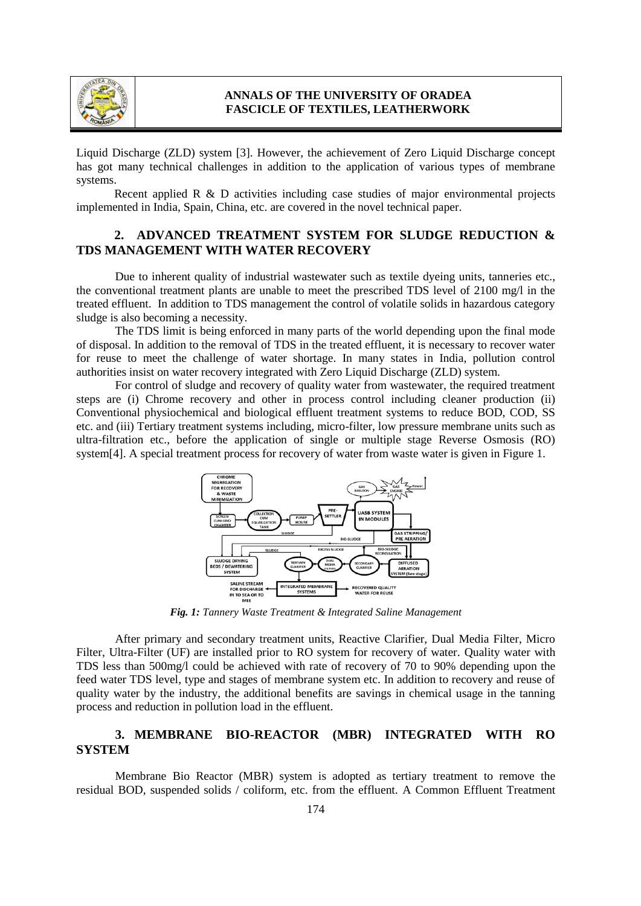Liquid Discharge (ZLD) system [3]. However, the achievement of Zero Liquid Discharge concept has got many technical challenges in addition to the application of various types of membrane systems.

Recent applied R & D activities including case studies of major environmental projects implemented in India, Spain, China, etc. are covered in the novel technical paper.

## 2. ADVANCED TREATMENT SYSTEM FOR SLUDGE REDUCTION & TDS MANAGEMENT WITH WATER RECOVERY

Due to inherent quality of industrial wastewater such as textile dyeing units, tanneries etc., the conventional treatment plants are unable to meet the prescribed TDS level of 2100 mg/l in the treated effluent. In addition to TDS management the control of volatile solids in hazardous category sludge is also becoming a necessity.

The TDS limit is being enforced in many parts of the world depending upon the final mode of disposal. In addition to the removal of TDS in the treated effluent, it is necessary to recover water for reuse to meet the challenge of water shortage. In many states in India, pollution control authorities insist on water recovery integrated with Zero Liquid Discharge (ZLD) system.

For control of sludge and recovery of quality water from wastewater, the required treatment steps are (i) Chrome recovery and other in process control including cleaner production (ii) Conventional physiochemical and biological effluent treatment systems to reduce BOD, COD, SS etc. and (iii) Tertiary treatment systems including, micro-filter, low pressure membrane units such as ultra-filtration etc., before the application of single or multiple stage Reverse Osmosis (RO) system[4]. A special treatment process for recovery of water from waste water is given in Figure 1.

*Fig. 1: Tannery Waste Treatment & Integrated Saline Management*

After primary and secondary treatment units, Reactive Clarifier, Dual Media Filter, Micro Filter, Ultra-Filter (UF) are installed prior to RO system for recovery of water. Quality water with TDS less than 500mg/l could be achieved with rate of recovery of 70 to 90% depending upon the feed water TDS level, type and stages of membrane system etc. In addition to recovery and reuse of quality water by the industry, the additional benefits are savings in chemical usage in the tanning process and reduction in pollution load in the effluent.

## 3. MEMBRANE BIO-REACTOR (MBR) INTEGRATED WITH RO SYSTEM

Membrane Bio Reactor (MBR) system is adopted as tertiary treatment to remove the residual BOD, suspended solids / coliform, etc. from the effluent. A Common Effluent Treatment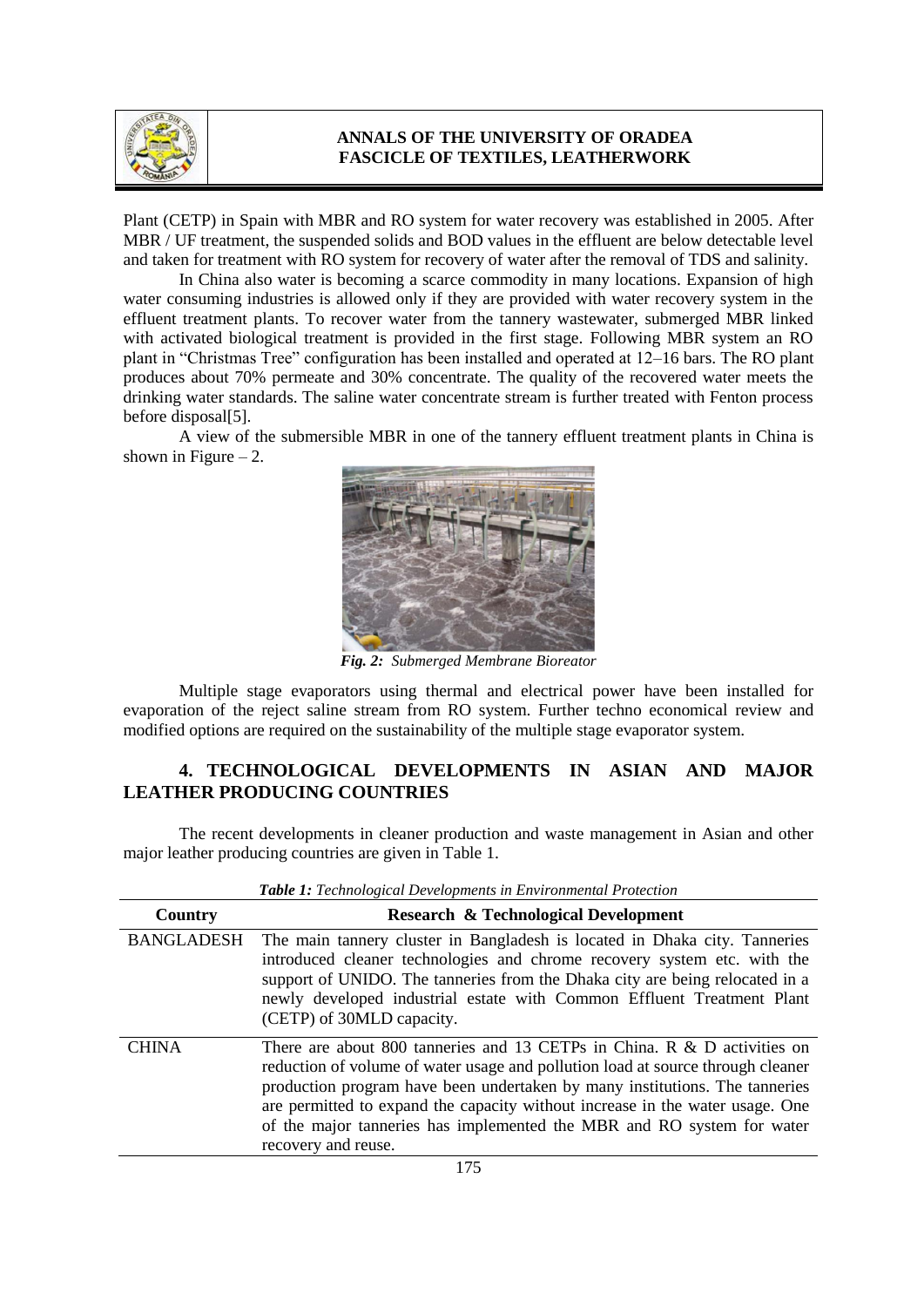Plant (CETP) in Spain with MBR and RO system for water recovery was established in 2005. After MBR / UF treatment, the suspended solids and BOD values in the effluent are below detectable level and taken for treatment with RO system for recovery of water after the removal of TDS and salinity.

In China also water is becoming a scarce commodity in many locations. Expansion of high water consuming industries is allowed only if they are provided with water recovery system in the effluent treatment plants. To recover water from the tannery wastewater, submerged MBR linked with activated biological treatment is provided in the first stage. Following MBR system an RO plant in "Christmas Tree" configuration has been installed and operated at 12–16 bars. The RO plant produces about 70% permeate and 30% concentrate. The quality of the recovered water meets the drinking water standards. The saline water concentrate stream is further treated with Fenton process before disposal[5].

A view of the submersible MBR in one of the tannery effluent treatment plants in China is shown in Figure – 2.

***Fig. 2:*** *Submerged Membrane Bioreator*

Multiple stage evaporators using thermal and electrical power have been installed for evaporation of the reject saline stream from RO system. Further techno economical review and modified options are required on the sustainability of the multiple stage evaporator system.

## 4. TECHNOLOGICAL DEVELOPMENTS IN ASIAN AND MAJOR LEATHER PRODUCING COUNTRIES

The recent developments in cleaner production and waste management in Asian and other major leather producing countries are given in Table 1.

***Table 1:*** *Technological Developments in Environmental Protection*

| Country | Research & Technological Development |
|---|---|
| BANGLADESH | The main tannery cluster in Bangladesh is located in Dhaka city. Tanneries introduced cleaner technologies and chrome recovery system etc. with the support of UNIDO. The tanneries from the Dhaka city are being relocated in a newly developed industrial estate with Common Effluent Treatment Plant (CETP) of 30MLD capacity. |
| CHINA | There are about 800 tanneries and 13 CETPs in China. R & D activities on reduction of volume of water usage and pollution load at source through cleaner production program have been undertaken by many institutions. The tanneries are permitted to expand the capacity without increase in the water usage. One of the major tanneries has implemented the MBR and RO system for water recovery and reuse. |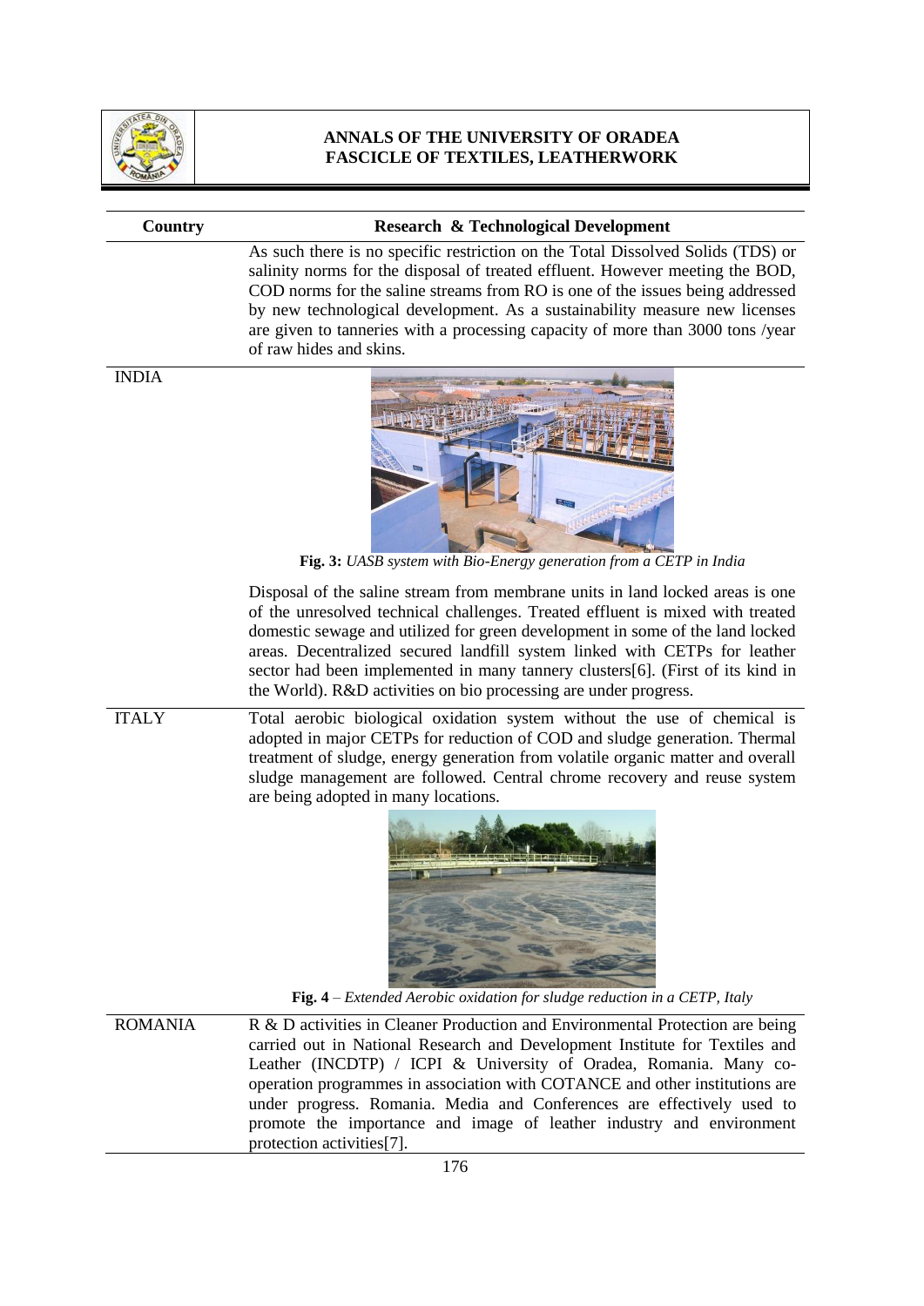| Country | Research & Technological Development |
|---|---|
| | As such there is no specific restriction on the Total Dissolved Solids (TDS) or salinity norms for the disposal of treated effluent. However meeting the BOD, COD norms for the saline streams from RO is one of the issues being addressed by new technological development. As a sustainability measure new licenses are given to tanneries with a processing capacity of more than 3000 tons /year of raw hides and skins. |
| INDIA | **Fig. 3:** *UASB system with Bio-Energy generation from a CETP in India* <br><br> Disposal of the saline stream from membrane units in land locked areas is one of the unresolved technical challenges. Treated effluent is mixed with treated domestic sewage and utilized for green development in some of the land locked areas. Decentralized secured landfill system linked with CETPs for leather sector had been implemented in many tannery clusters[6]. (First of its kind in the World). R&D activities on bio processing are under progress. |
| ITALY | Total aerobic biological oxidation system without the use of chemical is adopted in major CETPs for reduction of COD and sludge generation. Thermal treatment of sludge, energy generation from volatile organic matter and overall sludge management are followed. Central chrome recovery and reuse system are being adopted in many locations. <br><br> **Fig. 4** – *Extended Aerobic oxidation for sludge reduction in a CETP, Italy* |
| ROMANIA | R & D activities in Cleaner Production and Environmental Protection are being carried out in National Research and Development Institute for Textiles and Leather (INCDTP) / ICPI & University of Oradea, Romania. Many co-operation programmes in association with COTANCE and other institutions are under progress. Romania. Media and Conferences are effectively used to promote the importance and image of leather industry and environment protection activities[7]. |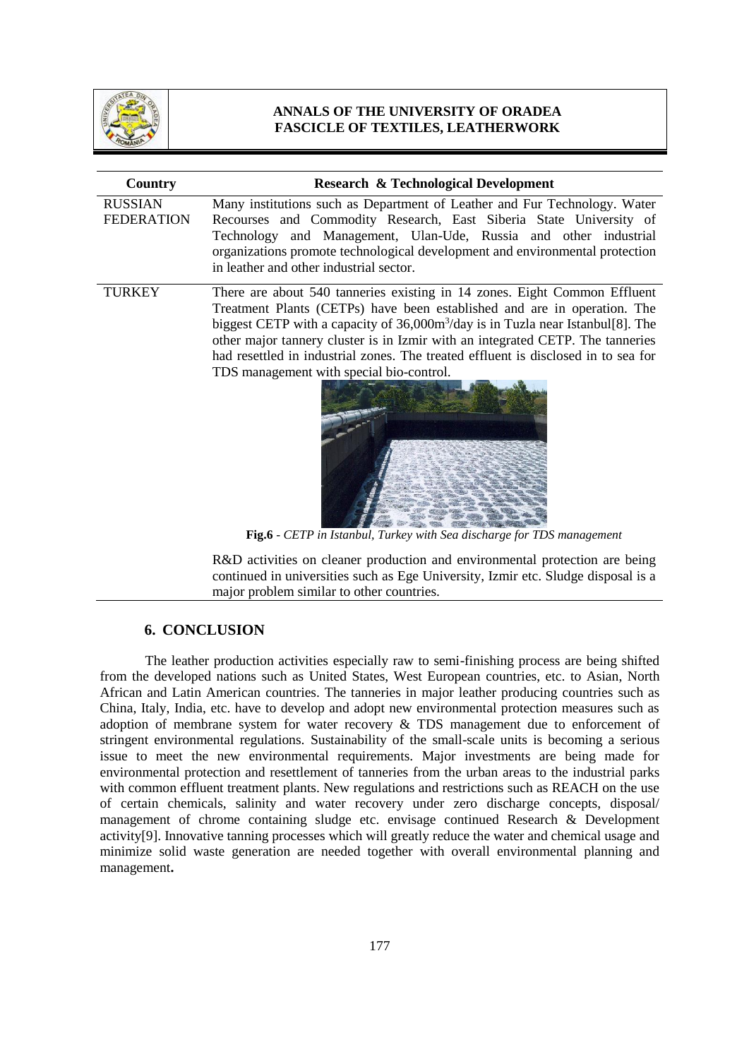| Country | Research & Technological Development |
|---|---|
| RUSSIAN FEDERATION | Many institutions such as Department of Leather and Fur Technology. Water Recourses and Commodity Research, East Siberia State University of Technology and Management, Ulan-Ude, Russia and other industrial organizations promote technological development and environmental protection in leather and other industrial sector. |
| TURKEY | There are about 540 tanneries existing in 14 zones. Eight Common Effluent Treatment Plants (CETPs) have been established and are in operation. The biggest CETP with a capacity of 36,000m$^3$/day is in Tuzla near Istanbul[8]. The other major tannery cluster is in Izmir with an integrated CETP. The tanneries had resettled in industrial zones. The treated effluent is disclosed in to sea for TDS management with special bio-control. **Fig.6** - *CETP in Istanbul, Turkey with Sea discharge for TDS management* R&D activities on cleaner production and environmental protection are being continued in universities such as Ege University, Izmir etc. Sludge disposal is a major problem similar to other countries. |

## 6. CONCLUSION

The leather production activities especially raw to semi-finishing process are being shifted from the developed nations such as United States, West European countries, etc. to Asian, North African and Latin American countries. The tanneries in major leather producing countries such as China, Italy, India, etc. have to develop and adopt new environmental protection measures such as adoption of membrane system for water recovery & TDS management due to enforcement of stringent environmental regulations. Sustainability of the small-scale units is becoming a serious issue to meet the new environmental requirements. Major investments are being made for environmental protection and resettlement of tanneries from the urban areas to the industrial parks with common effluent treatment plants. New regulations and restrictions such as REACH on the use of certain chemicals, salinity and water recovery under zero discharge concepts, disposal/ management of chrome containing sludge etc. envisage continued Research & Development activity[9]. Innovative tanning processes which will greatly reduce the water and chemical usage and minimize solid waste generation are needed together with overall environmental planning and management**.**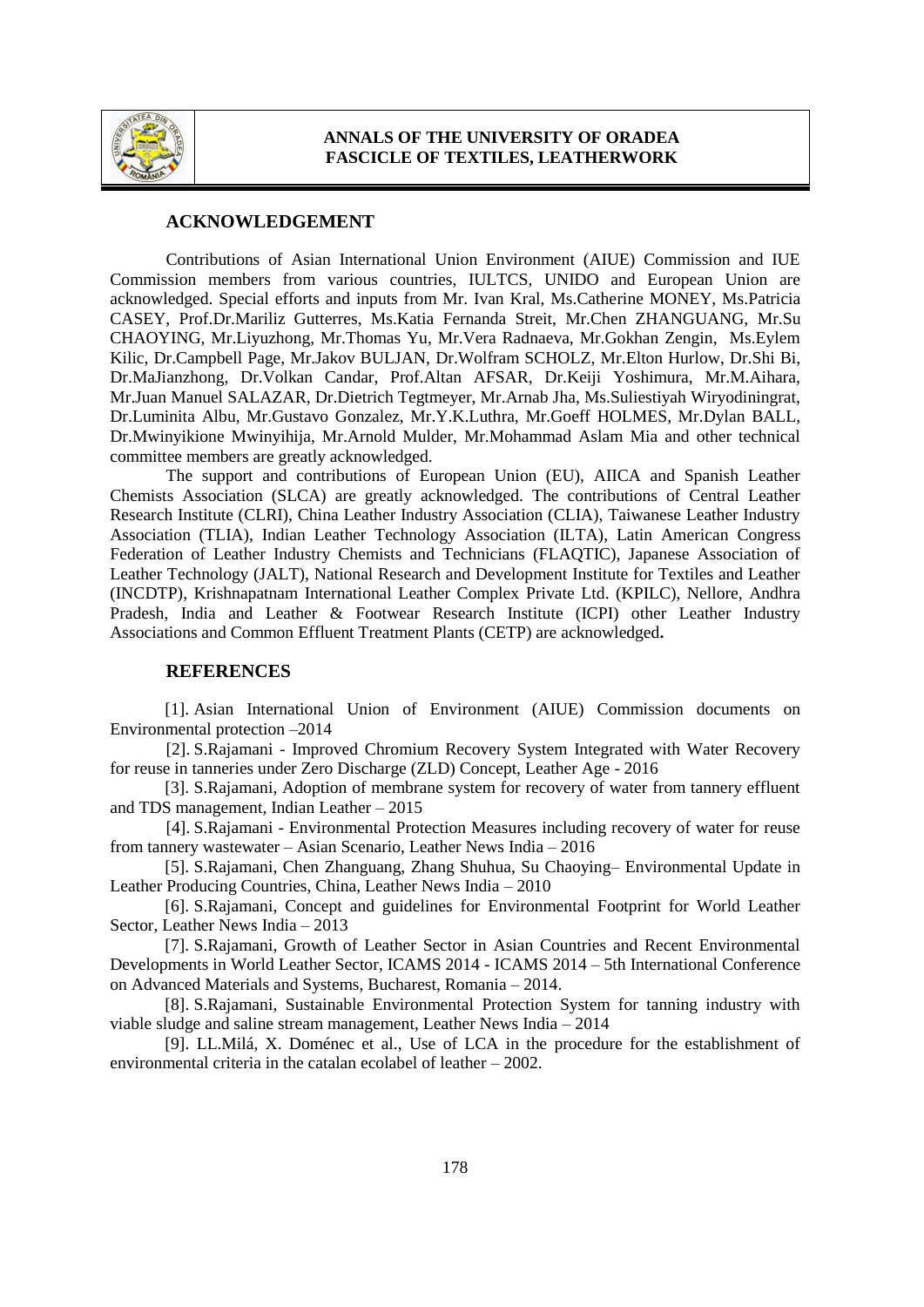## ACKNOWLEDGEMENT

Contributions of Asian International Union Environment (AIUE) Commission and IUE Commission members from various countries, IULTCS, UNIDO and European Union are acknowledged. Special efforts and inputs from Mr. Ivan Kral, Ms.Catherine MONEY, Ms.Patricia CASEY, Prof.Dr.Mariliz Gutterres, Ms.Katia Fernanda Streit, Mr.Chen ZHANGUANG, Mr.Su CHAOYING, Mr.Liyuzhong, Mr.Thomas Yu, Mr.Vera Radnaeva, Mr.Gokhan Zengin, Ms.Eylem Kilic, Dr.Campbell Page, Mr.Jakov BULJAN, Dr.Wolfram SCHOLZ, Mr.Elton Hurlow, Dr.Shi Bi, Dr.MaJianzhong, Dr.Volkan Candar, Prof.Altan AFSAR, Dr.Keiji Yoshimura, Mr.M.Aihara, Mr.Juan Manuel SALAZAR, Dr.Dietrich Tegtmeyer, Mr.Arnab Jha, Ms.Suliestiyah Wiryodiningrat, Dr.Luminita Albu, Mr.Gustavo Gonzalez, Mr.Y.K.Luthra, Mr.Goeff HOLMES, Mr.Dylan BALL, Dr.Mwinyikione Mwinyihija, Mr.Arnold Mulder, Mr.Mohammad Aslam Mia and other technical committee members are greatly acknowledged.

The support and contributions of European Union (EU), AIICA and Spanish Leather Chemists Association (SLCA) are greatly acknowledged. The contributions of Central Leather Research Institute (CLRI), China Leather Industry Association (CLIA), Taiwanese Leather Industry Association (TLIA), Indian Leather Technology Association (ILTA), Latin American Congress Federation of Leather Industry Chemists and Technicians (FLAQTIC), Japanese Association of Leather Technology (JALT), National Research and Development Institute for Textiles and Leather (INCDTP), Krishnapatnam International Leather Complex Private Ltd. (KPILC), Nellore, Andhra Pradesh, India and Leather & Footwear Research Institute (ICPI) other Leather Industry Associations and Common Effluent Treatment Plants (CETP) are acknowledged**.**

## REFERENCES

[1]. Asian International Union of Environment (AIUE) Commission documents on Environmental protection –2014

[2]. S.Rajamani - Improved Chromium Recovery System Integrated with Water Recovery for reuse in tanneries under Zero Discharge (ZLD) Concept, Leather Age - 2016

[3]. S.Rajamani, Adoption of membrane system for recovery of water from tannery effluent and TDS management, Indian Leather – 2015

[4]. S.Rajamani - Environmental Protection Measures including recovery of water for reuse from tannery wastewater – Asian Scenario, Leather News India – 2016

[5]. S.Rajamani, Chen Zhanguang, Zhang Shuhua, Su Chaoying– Environmental Update in Leather Producing Countries, China, Leather News India – 2010

[6]. S.Rajamani, Concept and guidelines for Environmental Footprint for World Leather Sector, Leather News India – 2013

[7]. S.Rajamani, Growth of Leather Sector in Asian Countries and Recent Environmental Developments in World Leather Sector, ICAMS 2014 - ICAMS 2014 – 5th International Conference on Advanced Materials and Systems, Bucharest, Romania – 2014.

[8]. S.Rajamani, Sustainable Environmental Protection System for tanning industry with viable sludge and saline stream management, Leather News India – 2014

[9]. LL.Milá, X. Doménec et al., Use of LCA in the procedure for the establishment of environmental criteria in the catalan ecolabel of leather – 2002.